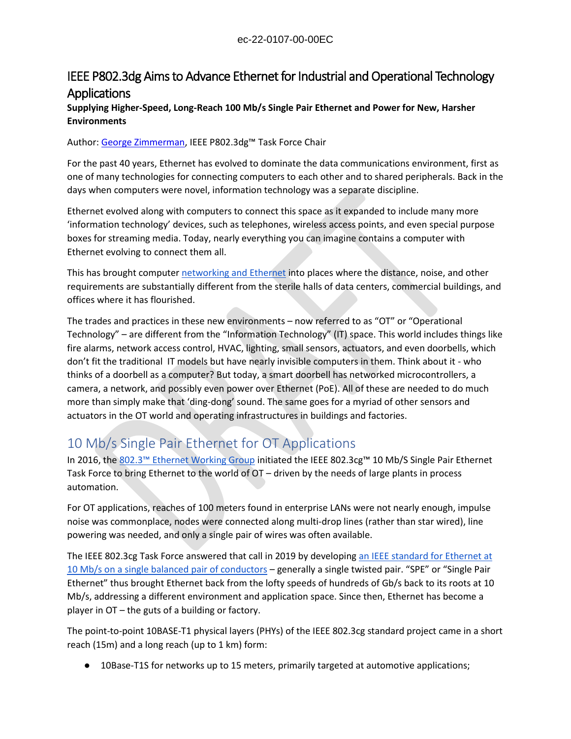# IEEE P802.3dg Aims to Advance Ethernet for Industrial and Operational Technology Applications

**Supplying Higher-Speed, Long-Reach 100 Mb/s Single Pair Ethernet and Power for New, Harsher Environments**

Author: George Zimmerman, IEEE P802.3dg™ Task Force Chair

For the past 40 years, Ethernet has evolved to dominate the data communications environment, first as one of many technologies for connecting computers to each other and to shared peripherals. Back in the days when computers were novel, information technology was a separate discipline.

Ethernet evolved along with computers to connect this space as it expanded to include many more 'information technology' devices, such as telephones, wireless access points, and even special purpose boxes for streaming media. Today, nearly everything you can imagine contains a computer with Ethernet evolving to connect them all.

This has brought computer networking and Ethernet into places where the distance, noise, and other requirements are substantially different from the sterile halls of data centers, commercial buildings, and offices where it has flourished.

The trades and practices in these new environments – now referred to as "OT" or "Operational Technology" – are different from the "Information Technology" (IT) space. This world includes things like fire alarms, network access control, HVAC, lighting, small sensors, actuators, and even doorbells, which don't fit the traditional IT models but have nearly invisible computers in them. Think about it - who thinks of a doorbell as a computer? But today, a smart doorbell has networked microcontrollers, a camera, a network, and possibly even power over Ethernet (PoE). All of these are needed to do much more than simply make that 'ding-dong' sound. The same goes for a myriad of other sensors and actuators in the OT world and operating infrastructures in buildings and factories.

## 10 Mb/s Single Pair Ethernet for OT Applications

In 2016, the 802.3™ Ethernet Working Group initiated the IEEE 802.3cg™ 10 Mb/S Single Pair Ethernet Task Force to bring Ethernet to the world of OT – driven by the needs of large plants in process automation.

For OT applications, reaches of 100 meters found in enterprise LANs were not nearly enough, impulse noise was commonplace, nodes were connected along multi-drop lines (rather than star wired), line powering was needed, and only a single pair of wires was often available.

The IEEE 802.3cg Task Force answered that call in 2019 by developing an IEEE standard for Ethernet at 10 Mb/s on a single balanced pair of conductors – generally a single twisted pair. "SPE" or "Single Pair Ethernet" thus brought Ethernet back from the lofty speeds of hundreds of Gb/s back to its roots at 10 Mb/s, addressing a different environment and application space. Since then, Ethernet has become a player in OT – the guts of a building or factory.

The point-to-point 10BASE-T1 physical layers (PHYs) of the IEEE 802.3cg standard project came in a short reach (15m) and a long reach (up to 1 km) form:

- 10Base-T1S for networks up to 15 meters, primarily targeted at automotive applications;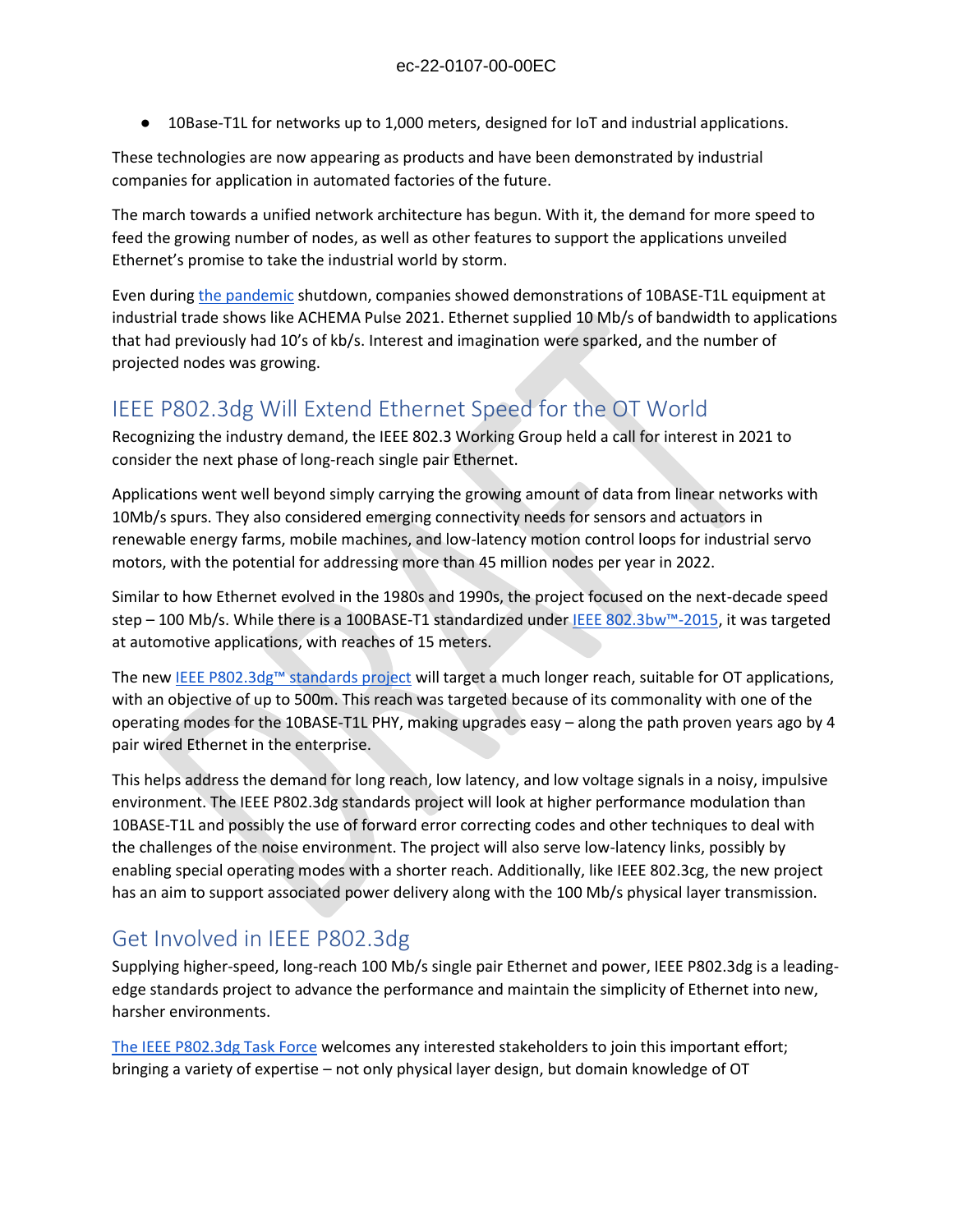- 10Base-T1L for networks up to 1,000 meters, designed for IoT and industrial applications.

These technologies are now appearing as products and have been demonstrated by industrial companies for application in automated factories of the future.

The march towards a unified network architecture has begun. With it, the demand for more speed to feed the growing number of nodes, as well as other features to support the applications unveiled Ethernet's promise to take the industrial world by storm.

Even during [the pandemic] shutdown, companies showed demonstrations of 10BASE-T1L equipment at industrial trade shows like ACHEMA Pulse 2021. Ethernet supplied 10 Mb/s of bandwidth to applications that had previously had 10's of kb/s. Interest and imagination were sparked, and the number of projected nodes was growing.

## IEEE P802.3dg Will Extend Ethernet Speed for the OT World

Recognizing the industry demand, the IEEE 802.3 Working Group held a call for interest in 2021 to consider the next phase of long-reach single pair Ethernet.

Applications went well beyond simply carrying the growing amount of data from linear networks with 10Mb/s spurs. They also considered emerging connectivity needs for sensors and actuators in renewable energy farms, mobile machines, and low-latency motion control loops for industrial servo motors, with the potential for addressing more than 45 million nodes per year in 2022.

Similar to how Ethernet evolved in the 1980s and 1990s, the project focused on the next-decade speed step – 100 Mb/s. While there is a 100BASE-T1 standardized under [IEEE 802.3bw™-2015], it was targeted at automotive applications, with reaches of 15 meters.

The new [IEEE P802.3dg™ standards project] will target a much longer reach, suitable for OT applications, with an objective of up to 500m. This reach was targeted because of its commonality with one of the operating modes for the 10BASE-T1L PHY, making upgrades easy – along the path proven years ago by 4 pair wired Ethernet in the enterprise.

This helps address the demand for long reach, low latency, and low voltage signals in a noisy, impulsive environment. The IEEE P802.3dg standards project will look at higher performance modulation than 10BASE-T1L and possibly the use of forward error correcting codes and other techniques to deal with the challenges of the noise environment. The project will also serve low-latency links, possibly by enabling special operating modes with a shorter reach. Additionally, like IEEE 802.3cg, the new project has an aim to support associated power delivery along with the 100 Mb/s physical layer transmission.

## Get Involved in IEEE P802.3dg

Supplying higher-speed, long-reach 100 Mb/s single pair Ethernet and power, IEEE P802.3dg is a leading-edge standards project to advance the performance and maintain the simplicity of Ethernet into new, harsher environments.

[The IEEE P802.3dg Task Force] welcomes any interested stakeholders to join this important effort; bringing a variety of expertise – not only physical layer design, but domain knowledge of OT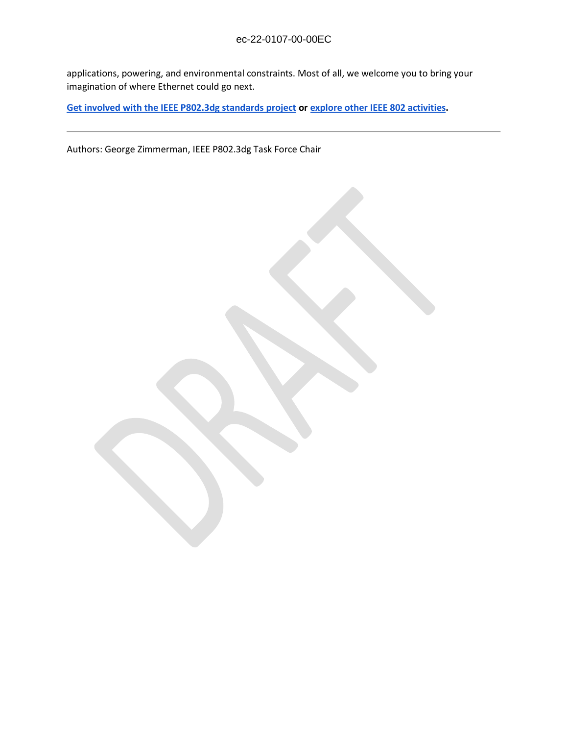applications, powering, and environmental constraints. Most of all, we welcome you to bring your imagination of where Ethernet could go next.

**Get involved with the IEEE P802.3dg standards project or explore other IEEE 802 activities.**

---

Authors: George Zimmerman, IEEE P802.3dg Task Force Chair